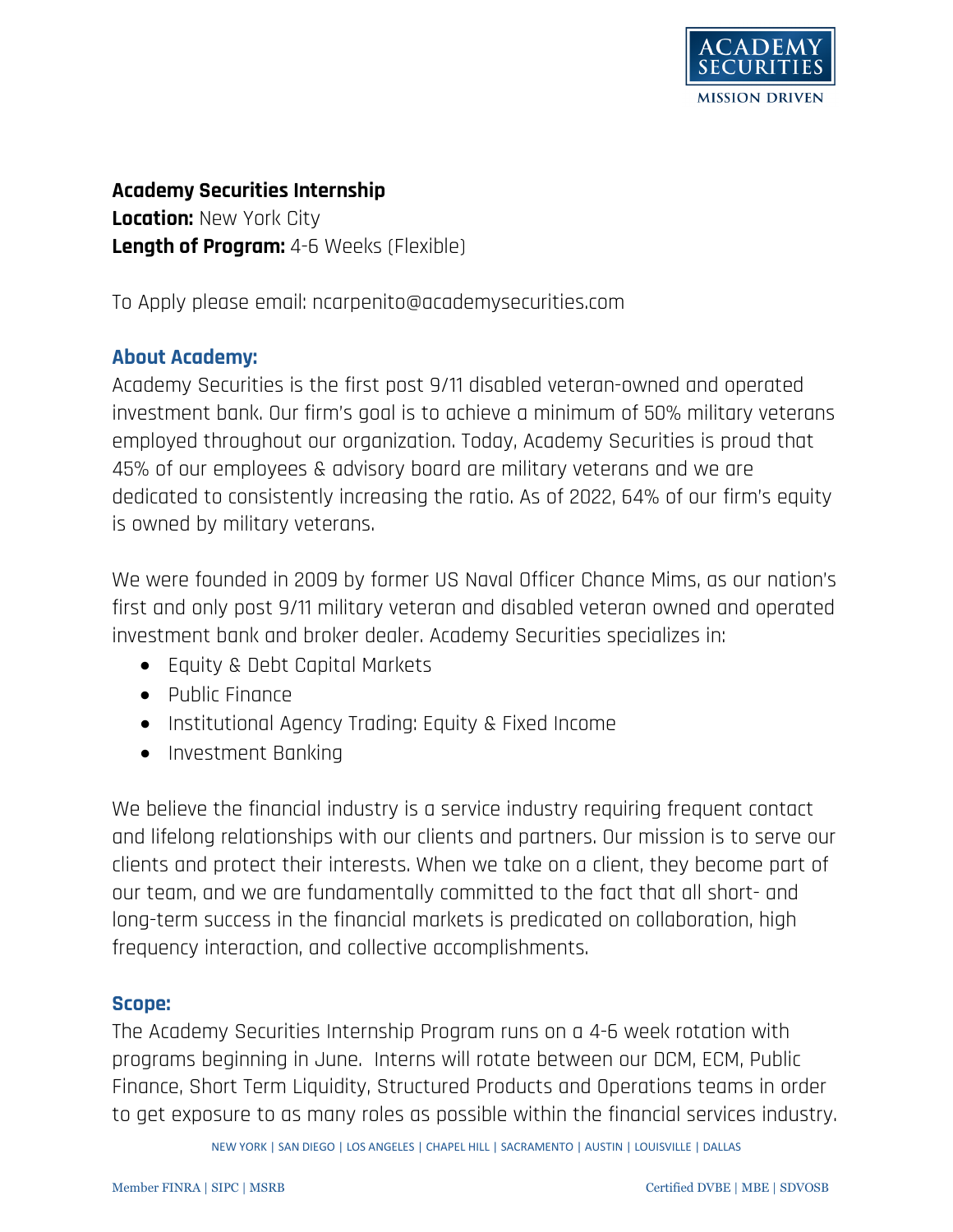**Academy Securities Internship**
**Location:** New York City
**Length of Program:** 4-6 Weeks (Flexible)

To Apply please email: ncarpenito@academysecurities.com

## About Academy:

Academy Securities is the first post 9/11 disabled veteran-owned and operated investment bank. Our firm's goal is to achieve a minimum of 50% military veterans employed throughout our organization. Today, Academy Securities is proud that 45% of our employees & advisory board are military veterans and we are dedicated to consistently increasing the ratio. As of 2022, 64% of our firm's equity is owned by military veterans.

We were founded in 2009 by former US Naval Officer Chance Mims, as our nation's first and only post 9/11 military veteran and disabled veteran owned and operated investment bank and broker dealer. Academy Securities specializes in:

- Equity & Debt Capital Markets
- Public Finance
- Institutional Agency Trading: Equity & Fixed Income
- Investment Banking

We believe the financial industry is a service industry requiring frequent contact and lifelong relationships with our clients and partners. Our mission is to serve our clients and protect their interests. When we take on a client, they become part of our team, and we are fundamentally committed to the fact that all short- and long-term success in the financial markets is predicated on collaboration, high frequency interaction, and collective accomplishments.

## Scope:

The Academy Securities Internship Program runs on a 4-6 week rotation with programs beginning in June. Interns will rotate between our DCM, ECM, Public Finance, Short Term Liquidity, Structured Products and Operations teams in order to get exposure to as many roles as possible within the financial services industry.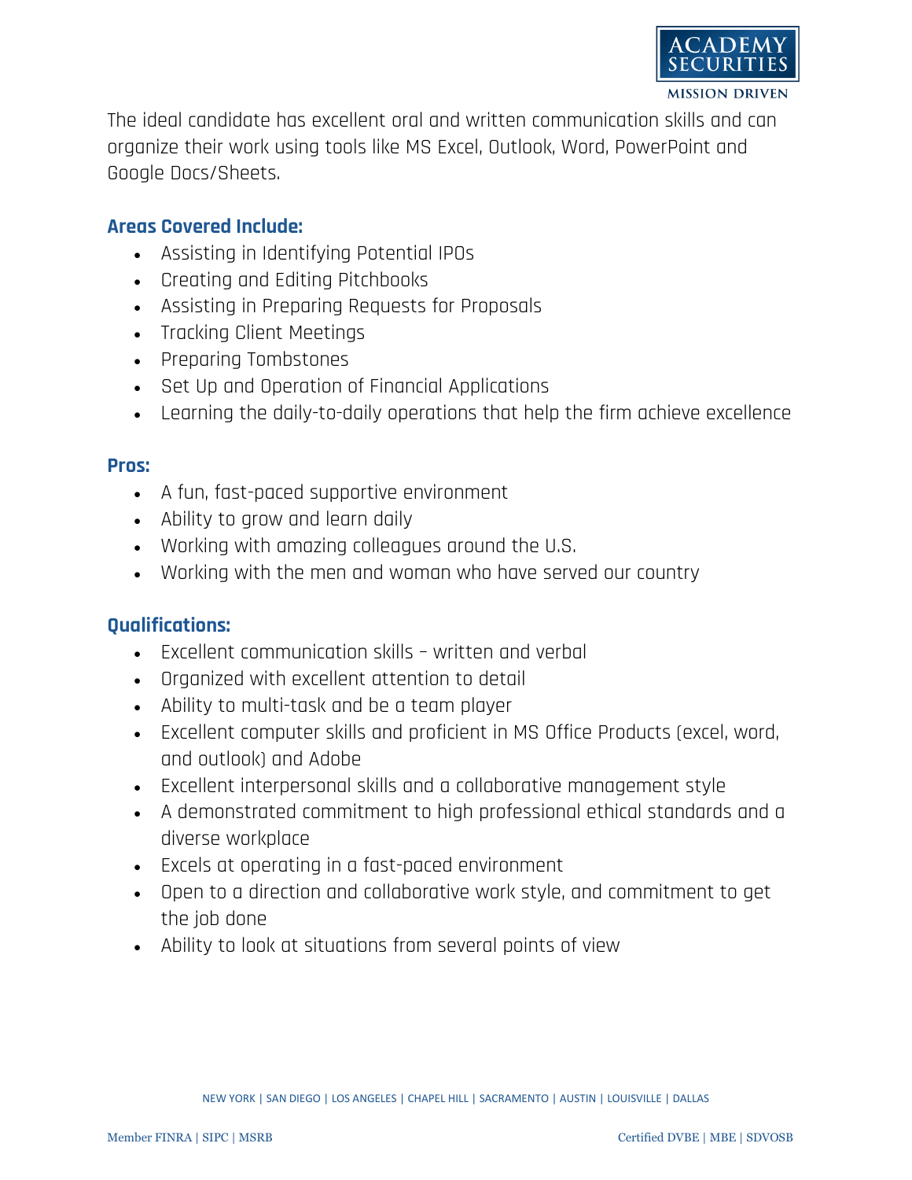The ideal candidate has excellent oral and written communication skills and can organize their work using tools like MS Excel, Outlook, Word, PowerPoint and Google Docs/Sheets.

### Areas Covered Include:

- Assisting in Identifying Potential IPOs
- Creating and Editing Pitchbooks
- Assisting in Preparing Requests for Proposals
- Tracking Client Meetings
- Preparing Tombstones
- Set Up and Operation of Financial Applications
- Learning the daily-to-daily operations that help the firm achieve excellence

### Pros:

- A fun, fast-paced supportive environment
- Ability to grow and learn daily
- Working with amazing colleagues around the U.S.
- Working with the men and woman who have served our country

### Qualifications:

- Excellent communication skills – written and verbal
- Organized with excellent attention to detail
- Ability to multi-task and be a team player
- Excellent computer skills and proficient in MS Office Products (excel, word, and outlook) and Adobe
- Excellent interpersonal skills and a collaborative management style
- A demonstrated commitment to high professional ethical standards and a diverse workplace
- Excels at operating in a fast-paced environment
- Open to a direction and collaborative work style, and commitment to get the job done
- Ability to look at situations from several points of view